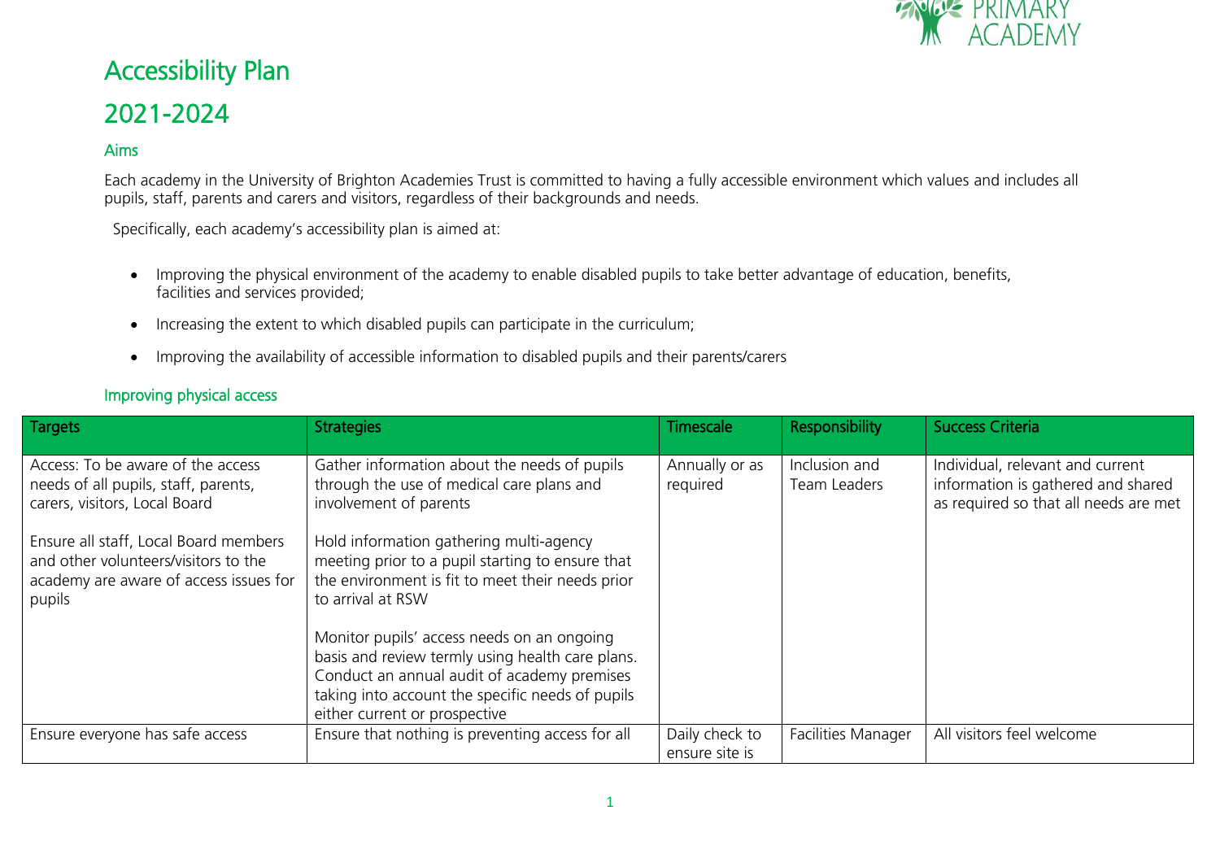# Accessibility Plan

# 2021-2024

## Aims

Each academy in the University of Brighton Academies Trust is committed to having a fully accessible environment which values and includes all pupils, staff, parents and carers and visitors, regardless of their backgrounds and needs.

Specifically, each academy's accessibility plan is aimed at:

- Improving the physical environment of the academy to enable disabled pupils to take better advantage of education, benefits, facilities and services provided;
- Increasing the extent to which disabled pupils can participate in the curriculum;
- Improving the availability of accessible information to disabled pupils and their parents/carers

## Improving physical access

| Targets | Strategies | Timescale | Responsibility | Success Criteria |
|---|---|---|---|---|
| Access: To be aware of the access needs of all pupils, staff, parents, carers, visitors, Local Board<br><br>Ensure all staff, Local Board members and other volunteers/visitors to the academy are aware of access issues for pupils | Gather information about the needs of pupils through the use of medical care plans and involvement of parents<br><br>Hold information gathering multi-agency meeting prior to a pupil starting to ensure that the environment is fit to meet their needs prior to arrival at RSW<br><br>Monitor pupils' access needs on an ongoing basis and review termly using health care plans. Conduct an annual audit of academy premises taking into account the specific needs of pupils either current or prospective | Annually or as required | Inclusion and Team Leaders | Individual, relevant and current information is gathered and shared as required so that all needs are met |
| Ensure everyone has safe access | Ensure that nothing is preventing access for all | Daily check to ensure site is | Facilities Manager | All visitors feel welcome |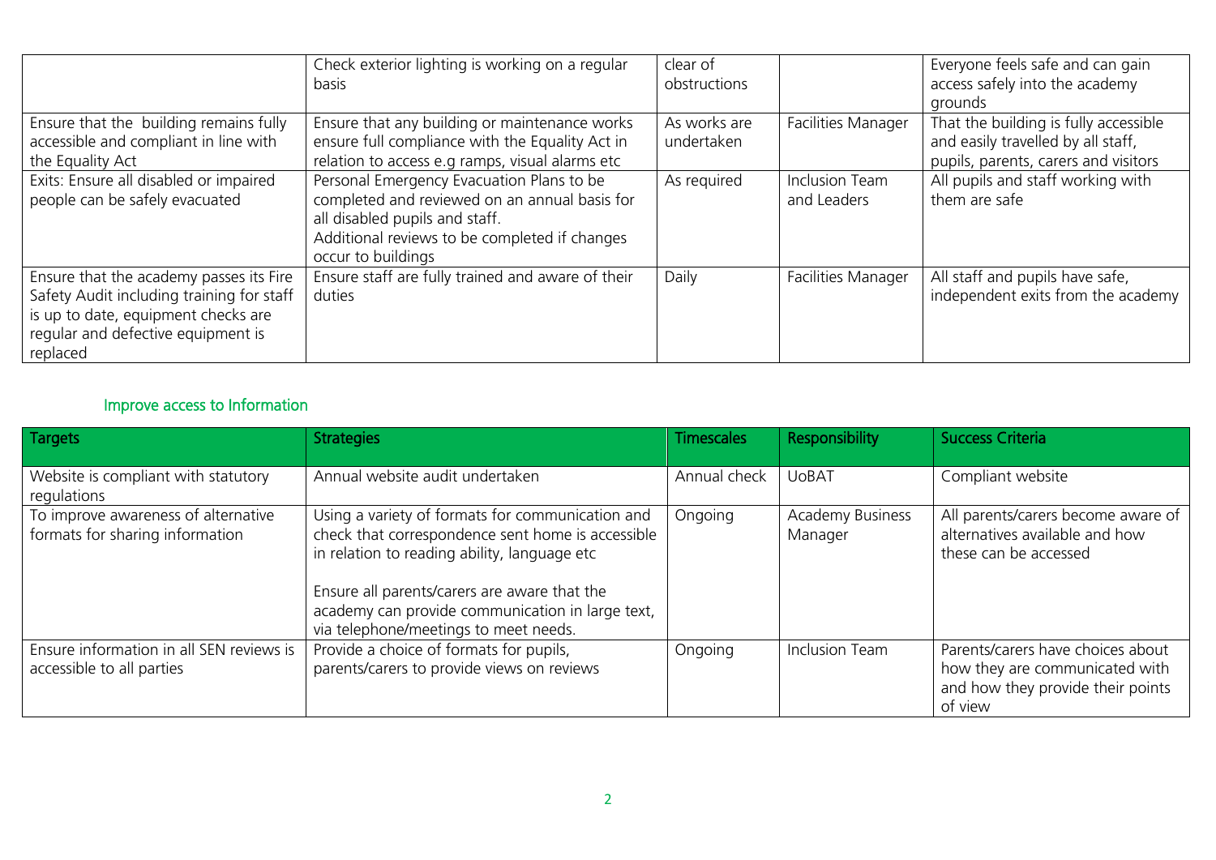| | | | | |
|---|---|---|---|---|
| | Check exterior lighting is working on a regular basis | clear of obstructions | | Everyone feels safe and can gain access safely into the academy grounds |
| Ensure that the building remains fully accessible and compliant in line with the Equality Act | Ensure that any building or maintenance works ensure full compliance with the Equality Act in relation to access e.g ramps, visual alarms etc | As works are undertaken | Facilities Manager | That the building is fully accessible and easily travelled by all staff, pupils, parents, carers and visitors |
| Exits: Ensure all disabled or impaired people can be safely evacuated | Personal Emergency Evacuation Plans to be completed and reviewed on an annual basis for all disabled pupils and staff.<br>Additional reviews to be completed if changes occur to buildings | As required | Inclusion Team and Leaders | All pupils and staff working with them are safe |
| Ensure that the academy passes its Fire Safety Audit including training for staff is up to date, equipment checks are regular and defective equipment is replaced | Ensure staff are fully trained and aware of their duties | Daily | Facilities Manager | All staff and pupils have safe, independent exits from the academy |

## Improve access to Information

| Targets | Strategies | Timescales | Responsibility | Success Criteria |
|---|---|---|---|---|
| Website is compliant with statutory regulations | Annual website audit undertaken | Annual check | UoBAT | Compliant website |
| To improve awareness of alternative formats for sharing information | Using a variety of formats for communication and check that correspondence sent home is accessible in relation to reading ability, language etc<br><br>Ensure all parents/carers are aware that the academy can provide communication in large text, via telephone/meetings to meet needs. | Ongoing | Academy Business Manager | All parents/carers become aware of alternatives available and how these can be accessed |
| Ensure information in all SEN reviews is accessible to all parties | Provide a choice of formats for pupils, parents/carers to provide views on reviews | Ongoing | Inclusion Team | Parents/carers have choices about how they are communicated with and how they provide their points of view |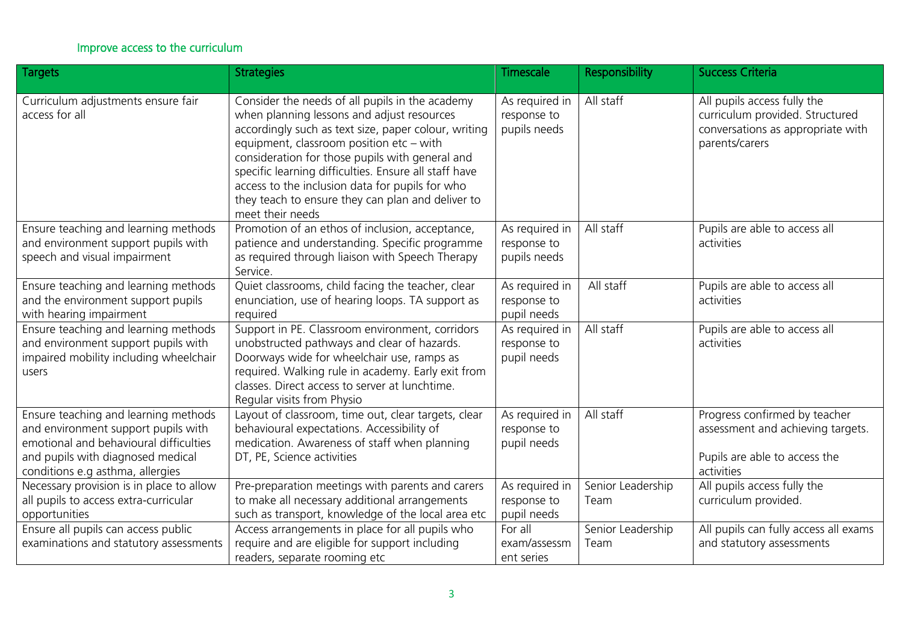## Improve access to the curriculum

| Targets | Strategies | Timescale | Responsibility | Success Criteria |
|---|---|---|---|---|
| Curriculum adjustments ensure fair access for all | Consider the needs of all pupils in the academy when planning lessons and adjust resources accordingly such as text size, paper colour, writing equipment, classroom position etc – with consideration for those pupils with general and specific learning difficulties. Ensure all staff have access to the inclusion data for pupils for who they teach to ensure they can plan and deliver to meet their needs | As required in response to pupils needs | All staff | All pupils access fully the curriculum provided. Structured conversations as appropriate with parents/carers |
| Ensure teaching and learning methods and environment support pupils with speech and visual impairment | Promotion of an ethos of inclusion, acceptance, patience and understanding. Specific programme as required through liaison with Speech Therapy Service. | As required in response to pupils needs | All staff | Pupils are able to access all activities |
| Ensure teaching and learning methods and the environment support pupils with hearing impairment | Quiet classrooms, child facing the teacher, clear enunciation, use of hearing loops. TA support as required | As required in response to pupil needs | All staff | Pupils are able to access all activities |
| Ensure teaching and learning methods and environment support pupils with impaired mobility including wheelchair users | Support in PE. Classroom environment, corridors unobstructed pathways and clear of hazards. Doorways wide for wheelchair use, ramps as required. Walking rule in academy. Early exit from classes. Direct access to server at lunchtime. Regular visits from Physio | As required in response to pupil needs | All staff | Pupils are able to access all activities |
| Ensure teaching and learning methods and environment support pupils with emotional and behavioural difficulties and pupils with diagnosed medical conditions e.g asthma, allergies | Layout of classroom, time out, clear targets, clear behavioural expectations. Accessibility of medication. Awareness of staff when planning DT, PE, Science activities | As required in response to pupil needs | All staff | Progress confirmed by teacher assessment and achieving targets.<br><br>Pupils are able to access the activities |
| Necessary provision is in place to allow all pupils to access extra-curricular opportunities | Pre-preparation meetings with parents and carers to make all necessary additional arrangements such as transport, knowledge of the local area etc | As required in response to pupil needs | Senior Leadership Team | All pupils access fully the curriculum provided. |
| Ensure all pupils can access public examinations and statutory assessments | Access arrangements in place for all pupils who require and are eligible for support including readers, separate rooming etc | For all exam/assessment series | Senior Leadership Team | All pupils can fully access all exams and statutory assessments |